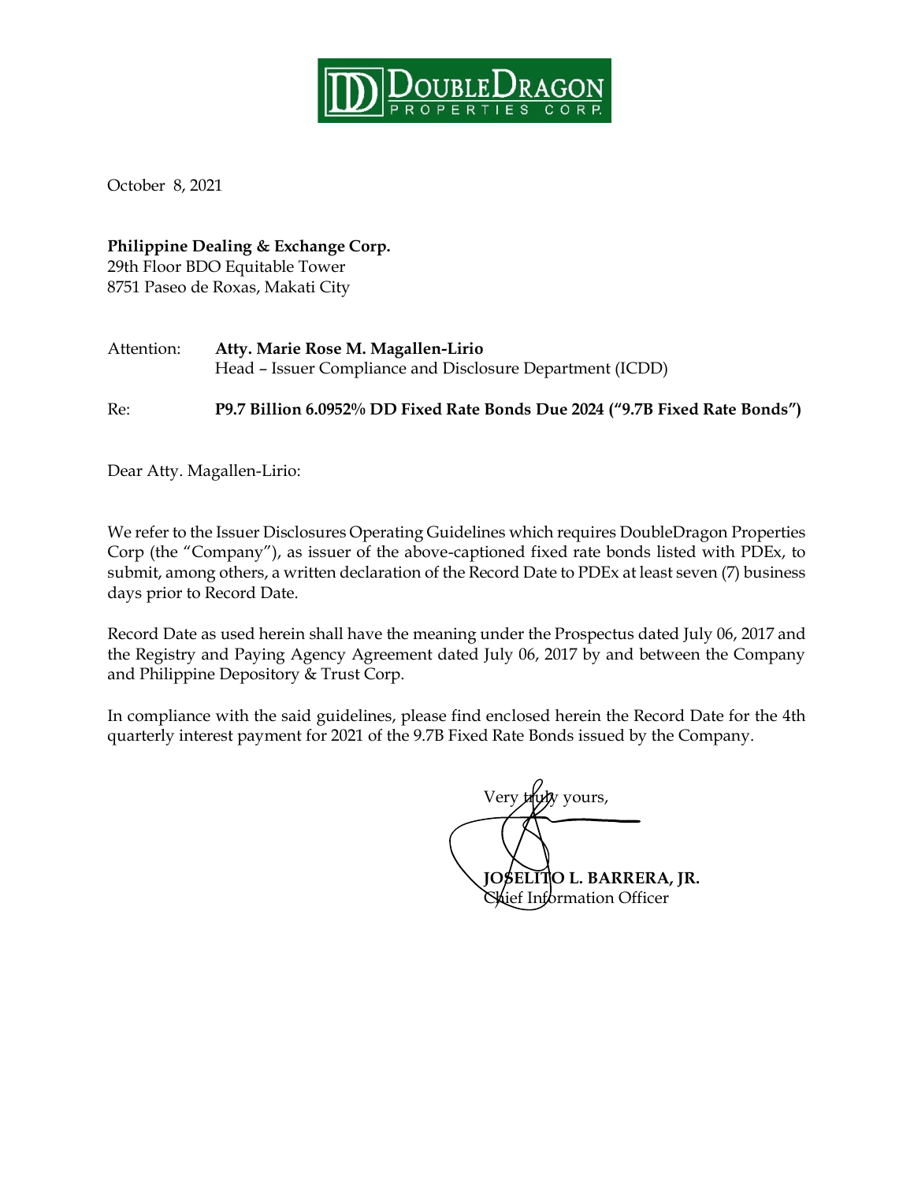DOUBLEDRAGON PROPERTIES CORP.

October 8, 2021

**Philippine Dealing & Exchange Corp.**
29th Floor BDO Equitable Tower
8751 Paseo de Roxas, Makati City

Attention: **Atty. Marie Rose M. Magallen-Lirio**
Head – Issuer Compliance and Disclosure Department (ICDD)

Re: **P9.7 Billion 6.0952% DD Fixed Rate Bonds Due 2024 ("9.7B Fixed Rate Bonds")**

Dear Atty. Magallen-Lirio:

We refer to the Issuer Disclosures Operating Guidelines which requires DoubleDragon Properties Corp (the "Company"), as issuer of the above-captioned fixed rate bonds listed with PDEx, to submit, among others, a written declaration of the Record Date to PDEx at least seven (7) business days prior to Record Date.

Record Date as used herein shall have the meaning under the Prospectus dated July 06, 2017 and the Registry and Paying Agency Agreement dated July 06, 2017 by and between the Company and Philippine Depository & Trust Corp.

In compliance with the said guidelines, please find enclosed herein the Record Date for the 4th quarterly interest payment for 2021 of the 9.7B Fixed Rate Bonds issued by the Company.

Very truly yours,

**JOSELITO L. BARRERA, JR.**
Chief Information Officer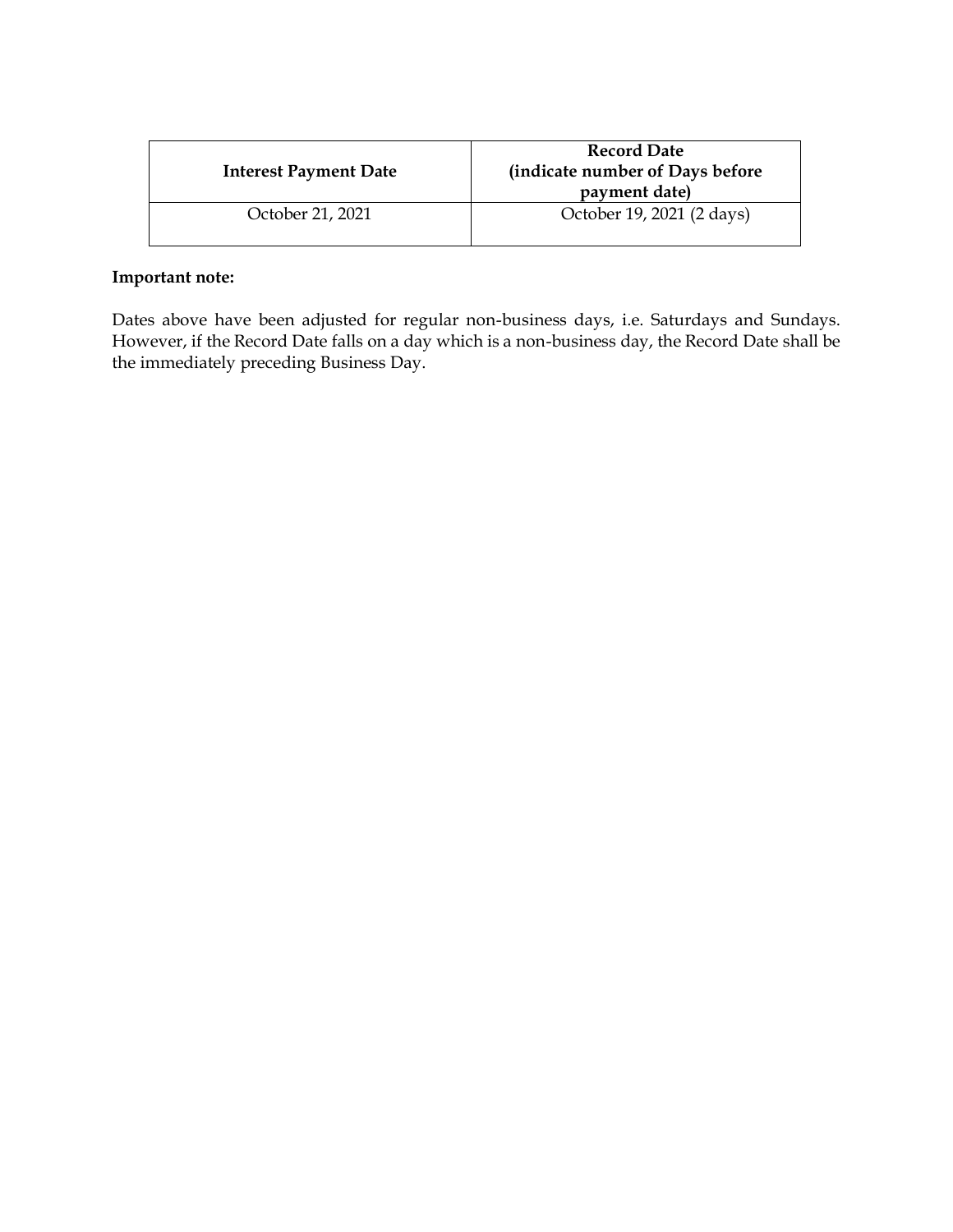| **Interest Payment Date** | **Record Date (indicate number of Days before payment date)** |
| --- | --- |
| October 21, 2021 | October 19, 2021 (2 days) |

**Important note:**

Dates above have been adjusted for regular non-business days, i.e. Saturdays and Sundays. However, if the Record Date falls on a day which is a non-business day, the Record Date shall be the immediately preceding Business Day.